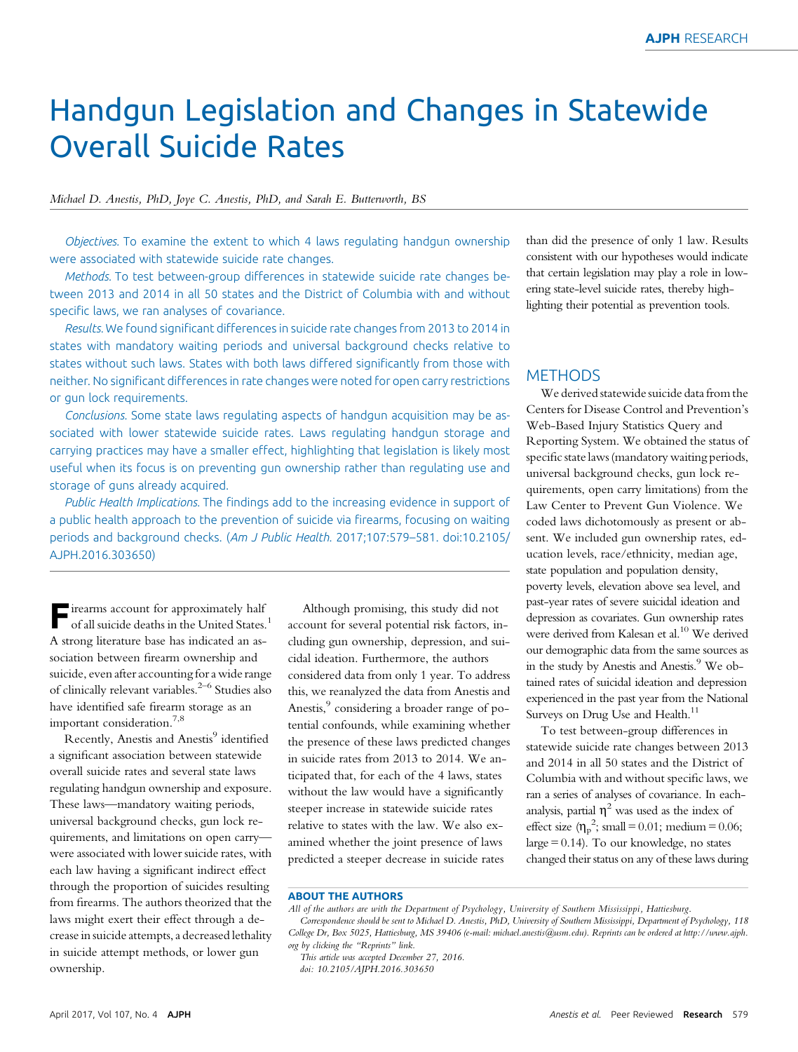# Handgun Legislation and Changes in Statewide Overall Suicide Rates

*Michael D. Anestis, PhD, Joye C. Anestis, PhD, and Sarah E. Butterworth, BS*

*Objectives.* To examine the extent to which 4 laws regulating handgun ownership were associated with statewide suicide rate changes.

*Methods.* To test between-group differences in statewide suicide rate changes between 2013 and 2014 in all 50 states and the District of Columbia with and without specific laws, we ran analyses of covariance.

*Results.* We found significant differences in suicide rate changes from 2013 to 2014 in states with mandatory waiting periods and universal background checks relative to states without such laws. States with both laws differed significantly from those with neither. No significant differences in rate changes were noted for open carry restrictions or gun lock requirements.

*Conclusions.* Some state laws regulating aspects of handgun acquisition may be associated with lower statewide suicide rates. Laws regulating handgun storage and carrying practices may have a smaller effect, highlighting that legislation is likely most useful when its focus is on preventing gun ownership rather than regulating use and storage of guns already acquired.

*Public Health Implications.* The findings add to the increasing evidence in support of a public health approach to the prevention of suicide via firearms, focusing on waiting periods and background checks. (*Am J Public Health.* 2017;107:579–581. doi:10.2105/AJPH.2016.303650)

Firearms account for approximately half of all suicide deaths in the United States.[1] A strong literature base has indicated an association between firearm ownership and suicide, even after accounting for a wide range of clinically relevant variables.[2–6] Studies also have identified safe firearm storage as an important consideration.[7,8]

Recently, Anestis and Anestis[9] identified a significant association between statewide overall suicide rates and several state laws regulating handgun ownership and exposure. These laws—mandatory waiting periods, universal background checks, gun lock requirements, and limitations on open carry—were associated with lower suicide rates, with each law having a significant indirect effect through the proportion of suicides resulting from firearms. The authors theorized that the laws might exert their effect through a decrease in suicide attempts, a decreased lethality in suicide attempt methods, or lower gun ownership.

Although promising, this study did not account for several potential risk factors, including gun ownership, depression, and suicidal ideation. Furthermore, the authors considered data from only 1 year. To address this, we reanalyzed the data from Anestis and Anestis,[9] considering a broader range of potential confounds, while examining whether the presence of these laws predicted changes in suicide rates from 2013 to 2014. We anticipated that, for each of the 4 laws, states without the law would have a significantly steeper increase in statewide suicide rates relative to states with the law. We also examined whether the joint presence of laws predicted a steeper decrease in suicide rates than did the presence of only 1 law. Results consistent with our hypotheses would indicate that certain legislation may play a role in lowering state-level suicide rates, thereby highlighting their potential as prevention tools.

## METHODS

We derived statewide suicide data from the Centers for Disease Control and Prevention's Web-Based Injury Statistics Query and Reporting System. We obtained the status of specific state laws (mandatory waiting periods, universal background checks, gun lock requirements, open carry limitations) from the Law Center to Prevent Gun Violence. We coded laws dichotomously as present or absent. We included gun ownership rates, education levels, race/ethnicity, median age, state population and population density, poverty levels, elevation above sea level, and past-year rates of severe suicidal ideation and depression as covariates. Gun ownership rates were derived from Kalesan et al.[10] We derived our demographic data from the same sources as in the study by Anestis and Anestis.[9] We obtained rates of suicidal ideation and depression experienced in the past year from the National Surveys on Drug Use and Health.[11]

To test between-group differences in statewide suicide rate changes between 2013 and 2014 in all 50 states and the District of Columbia with and without specific laws, we ran a series of analyses of covariance. In each analysis, partial $\eta^2$ was used as the index of effect size ($\eta_p^2$; small = 0.01; medium = 0.06; large = 0.14). To our knowledge, no states changed their status on any of these laws during

**ABOUT THE AUTHORS**

*All of the authors are with the Department of Psychology, University of Southern Mississippi, Hattiesburg.*

*Correspondence should be sent to Michael D. Anestis, PhD, University of Southern Mississippi, Department of Psychology, 118 College Dr, Box 5025, Hattiesburg, MS 39406 (e-mail: michael.anestis@usm.edu). Reprints can be ordered at http://www.ajph.org by clicking the "Reprints" link.*

*This article was accepted December 27, 2016.*

*doi: 10.2105/AJPH.2016.303650*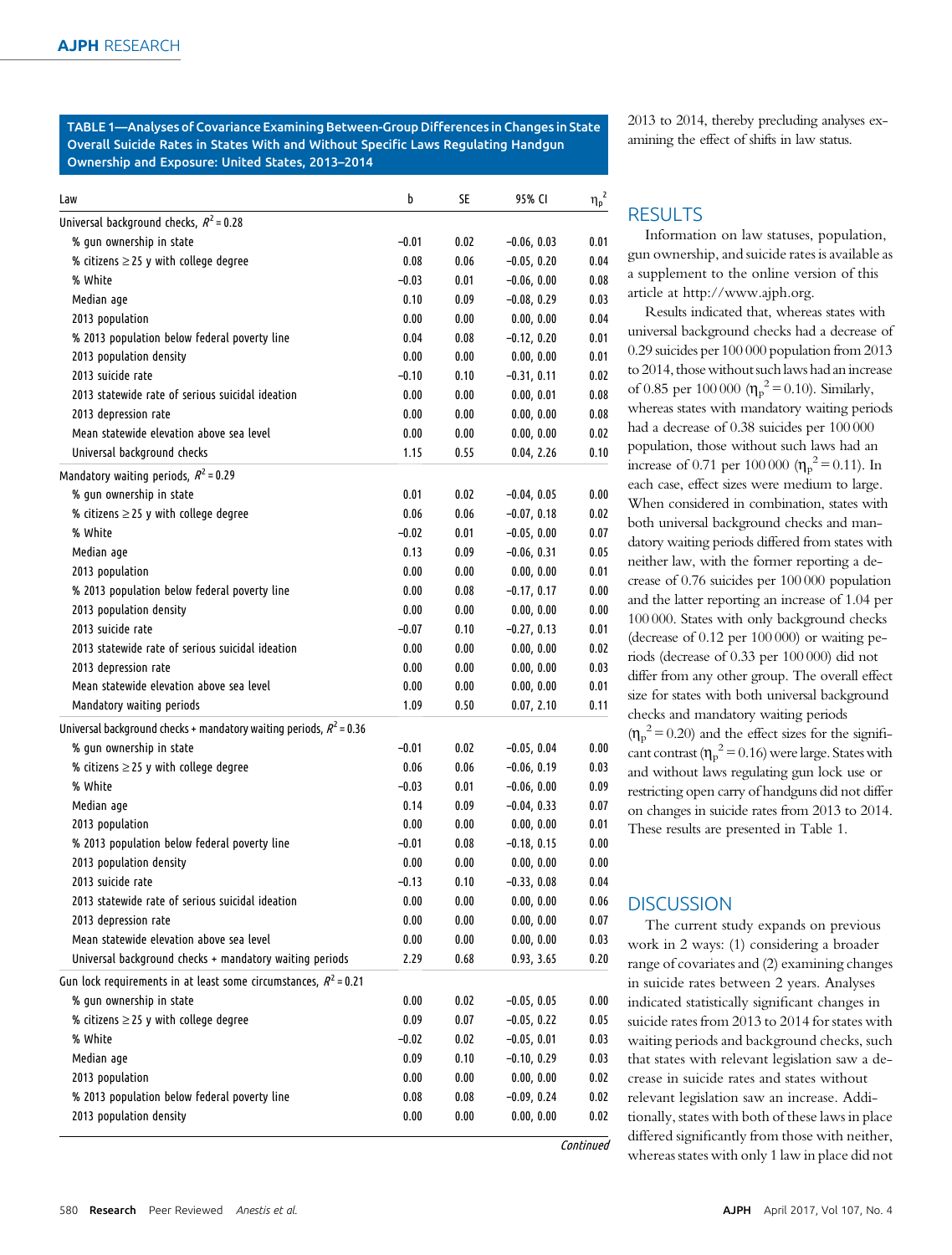TABLE 1—Analyses of Covariance Examining Between-Group Differences in Changes in State Overall Suicide Rates in States With and Without Specific Laws Regulating Handgun Ownership and Exposure: United States, 2013–2014

| Law | b | SE | 95% CI | $\eta_p^2$ |
|---|---|---|---|---|
| Universal background checks, $R^2 = 0.28$ | | | | |
| % gun ownership in state | −0.01 | 0.02 | −0.06, 0.03 | 0.01 |
| % citizens ≥ 25 y with college degree | 0.08 | 0.06 | −0.05, 0.20 | 0.04 |
| % White | −0.03 | 0.01 | −0.06, 0.00 | 0.08 |
| Median age | 0.10 | 0.09 | −0.08, 0.29 | 0.03 |
| 2013 population | 0.00 | 0.00 | 0.00, 0.00 | 0.04 |
| % 2013 population below federal poverty line | 0.04 | 0.08 | −0.12, 0.20 | 0.01 |
| 2013 population density | 0.00 | 0.00 | 0.00, 0.00 | 0.01 |
| 2013 suicide rate | −0.10 | 0.10 | −0.31, 0.11 | 0.02 |
| 2013 statewide rate of serious suicidal ideation | 0.00 | 0.00 | 0.00, 0.01 | 0.08 |
| 2013 depression rate | 0.00 | 0.00 | 0.00, 0.00 | 0.08 |
| Mean statewide elevation above sea level | 0.00 | 0.00 | 0.00, 0.00 | 0.02 |
| Universal background checks | 1.15 | 0.55 | 0.04, 2.26 | 0.10 |
| Mandatory waiting periods, $R^2 = 0.29$ | | | | |
| % gun ownership in state | 0.01 | 0.02 | −0.04, 0.05 | 0.00 |
| % citizens ≥ 25 y with college degree | 0.06 | 0.06 | −0.07, 0.18 | 0.02 |
| % White | −0.02 | 0.01 | −0.05, 0.00 | 0.07 |
| Median age | 0.13 | 0.09 | −0.06, 0.31 | 0.05 |
| 2013 population | 0.00 | 0.00 | 0.00, 0.00 | 0.01 |
| % 2013 population below federal poverty line | 0.00 | 0.08 | −0.17, 0.17 | 0.00 |
| 2013 population density | 0.00 | 0.00 | 0.00, 0.00 | 0.00 |
| 2013 suicide rate | −0.07 | 0.10 | −0.27, 0.13 | 0.01 |
| 2013 statewide rate of serious suicidal ideation | 0.00 | 0.00 | 0.00, 0.00 | 0.02 |
| 2013 depression rate | 0.00 | 0.00 | 0.00, 0.00 | 0.03 |
| Mean statewide elevation above sea level | 0.00 | 0.00 | 0.00, 0.00 | 0.01 |
| Mandatory waiting periods | 1.09 | 0.50 | 0.07, 2.10 | 0.11 |
| Universal background checks + mandatory waiting periods, $R^2 = 0.36$ | | | | |
| % gun ownership in state | −0.01 | 0.02 | −0.05, 0.04 | 0.00 |
| % citizens ≥ 25 y with college degree | 0.06 | 0.06 | −0.06, 0.19 | 0.03 |
| % White | −0.03 | 0.01 | −0.06, 0.00 | 0.09 |
| Median age | 0.14 | 0.09 | −0.04, 0.33 | 0.07 |
| 2013 population | 0.00 | 0.00 | 0.00, 0.00 | 0.01 |
| % 2013 population below federal poverty line | −0.01 | 0.08 | −0.18, 0.15 | 0.00 |
| 2013 population density | 0.00 | 0.00 | 0.00, 0.00 | 0.00 |
| 2013 suicide rate | −0.13 | 0.10 | −0.33, 0.08 | 0.04 |
| 2013 statewide rate of serious suicidal ideation | 0.00 | 0.00 | 0.00, 0.00 | 0.06 |
| 2013 depression rate | 0.00 | 0.00 | 0.00, 0.00 | 0.07 |
| Mean statewide elevation above sea level | 0.00 | 0.00 | 0.00, 0.00 | 0.03 |
| Universal background checks + mandatory waiting periods | 2.29 | 0.68 | 0.93, 3.65 | 0.20 |
| Gun lock requirements in at least some circumstances, $R^2 = 0.21$ | | | | |
| % gun ownership in state | 0.00 | 0.02 | −0.05, 0.05 | 0.00 |
| % citizens ≥ 25 y with college degree | 0.09 | 0.07 | −0.05, 0.22 | 0.05 |
| % White | −0.02 | 0.02 | −0.05, 0.01 | 0.03 |
| Median age | 0.09 | 0.10 | −0.10, 0.29 | 0.03 |
| 2013 population | 0.00 | 0.00 | 0.00, 0.00 | 0.02 |
| % 2013 population below federal poverty line | 0.08 | 0.08 | −0.09, 0.24 | 0.02 |
| 2013 population density | 0.00 | 0.00 | 0.00, 0.00 | 0.02 |

*Continued*

2013 to 2014, thereby precluding analyses examining the effect of shifts in law status.

## RESULTS

Information on law statuses, population, gun ownership, and suicide rates is available as a supplement to the online version of this article at http://www.ajph.org.

Results indicated that, whereas states with universal background checks had a decrease of 0.29 suicides per 100 000 population from 2013 to 2014, those without such laws had an increase of 0.85 per 100 000 ($\eta_p^2 = 0.10$). Similarly, whereas states with mandatory waiting periods had a decrease of 0.38 suicides per 100 000 population, those without such laws had an increase of 0.71 per 100 000 ($\eta_p^2 = 0.11$). In each case, effect sizes were medium to large. When considered in combination, states with both universal background checks and mandatory waiting periods differed from states with neither law, with the former reporting a decrease of 0.76 suicides per 100 000 population and the latter reporting an increase of 1.04 per 100 000. States with only background checks (decrease of 0.12 per 100 000) or waiting periods (decrease of 0.33 per 100 000) did not differ from any other group. The overall effect size for states with both universal background checks and mandatory waiting periods ($\eta_p^2 = 0.20$) and the effect sizes for the significant contrast ($\eta_p^2 = 0.16$) were large. States with and without laws regulating gun lock use or restricting open carry of handguns did not differ on changes in suicide rates from 2013 to 2014. These results are presented in Table 1.

## DISCUSSION

The current study expands on previous work in 2 ways: (1) considering a broader range of covariates and (2) examining changes in suicide rates between 2 years. Analyses indicated statistically significant changes in suicide rates from 2013 to 2014 for states with waiting periods and background checks, such that states with relevant legislation saw a decrease in suicide rates and states without relevant legislation saw an increase. Additionally, states with both of these laws in place differed significantly from those with neither, whereas states with only 1 law in place did not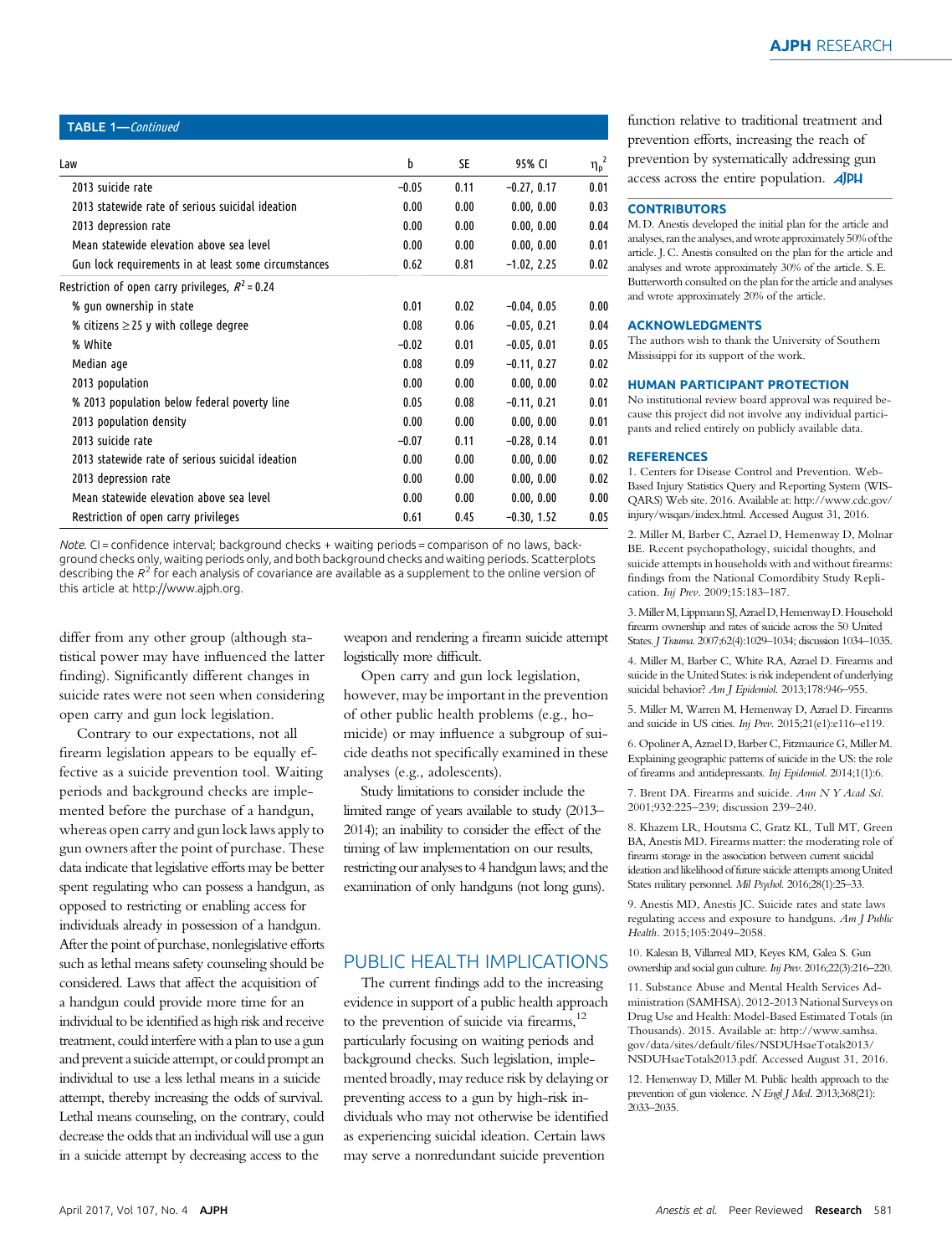**TABLE 1—Continued**

| Law | b | SE | 95% CI | $\eta_p^2$ |
|---|---|---|---|---|
| 2013 suicide rate | −0.05 | 0.11 | −0.27, 0.17 | 0.01 |
| 2013 statewide rate of serious suicidal ideation | 0.00 | 0.00 | 0.00, 0.00 | 0.03 |
| 2013 depression rate | 0.00 | 0.00 | 0.00, 0.00 | 0.04 |
| Mean statewide elevation above sea level | 0.00 | 0.00 | 0.00, 0.00 | 0.01 |
| Gun lock requirements in at least some circumstances | 0.62 | 0.81 | −1.02, 2.25 | 0.02 |
| Restriction of open carry privileges, $R^2 = 0.24$ | | | | |
| % gun ownership in state | 0.01 | 0.02 | −0.04, 0.05 | 0.00 |
| % citizens ≥ 25 y with college degree | 0.08 | 0.06 | −0.05, 0.21 | 0.04 |
| % White | −0.02 | 0.01 | −0.05, 0.01 | 0.05 |
| Median age | 0.08 | 0.09 | −0.11, 0.27 | 0.02 |
| 2013 population | 0.00 | 0.00 | 0.00, 0.00 | 0.02 |
| % 2013 population below federal poverty line | 0.05 | 0.08 | −0.11, 0.21 | 0.01 |
| 2013 population density | 0.00 | 0.00 | 0.00, 0.00 | 0.01 |
| 2013 suicide rate | −0.07 | 0.11 | −0.28, 0.14 | 0.01 |
| 2013 statewide rate of serious suicidal ideation | 0.00 | 0.00 | 0.00, 0.00 | 0.02 |
| 2013 depression rate | 0.00 | 0.00 | 0.00, 0.00 | 0.02 |
| Mean statewide elevation above sea level | 0.00 | 0.00 | 0.00, 0.00 | 0.00 |
| Restriction of open carry privileges | 0.61 | 0.45 | −0.30, 1.52 | 0.05 |

*Note.* CI = confidence interval; background checks + waiting periods = comparison of no laws, background checks only, waiting periods only, and both background checks and waiting periods. Scatterplots describing the $R^2$ for each analysis of covariance are available as a supplement to the online version of this article at http://www.ajph.org.

differ from any other group (although statistical power may have influenced the latter finding). Significantly different changes in suicide rates were not seen when considering open carry and gun lock legislation.

Contrary to our expectations, not all firearm legislation appears to be equally effective as a suicide prevention tool. Waiting periods and background checks are implemented before the purchase of a handgun, whereas open carry and gun lock laws apply to gun owners after the point of purchase. These data indicate that legislative efforts may be better spent regulating who can possess a handgun, as opposed to restricting or enabling access for individuals already in possession of a handgun. After the point of purchase, nonlegislative efforts such as lethal means safety counseling should be considered. Laws that affect the acquisition of a handgun could provide more time for an individual to be identified as high risk and receive treatment, could interfere with a plan to use a gun and prevent a suicide attempt, or could prompt an individual to use a less lethal means in a suicide attempt, thereby increasing the odds of survival. Lethal means counseling, on the contrary, could decrease the odds that an individual will use a gun in a suicide attempt by decreasing access to the weapon and rendering a firearm suicide attempt logistically more difficult.

Open carry and gun lock legislation, however, may be important in the prevention of other public health problems (e.g., homicide) or may influence a subgroup of suicide deaths not specifically examined in these analyses (e.g., adolescents).

Study limitations to consider include the limited range of years available to study (2013–2014); an inability to consider the effect of the timing of law implementation on our results, restricting our analyses to 4 handgun laws; and the examination of only handguns (not long guns).

## PUBLIC HEALTH IMPLICATIONS

The current findings add to the increasing evidence in support of a public health approach to the prevention of suicide via firearms,[12] particularly focusing on waiting periods and background checks. Such legislation, implemented broadly, may reduce risk by delaying or preventing access to a gun by high-risk individuals who may not otherwise be identified as experiencing suicidal ideation. Certain laws may serve a nonredundant suicide prevention function relative to traditional treatment and prevention efforts, increasing the reach of prevention by systematically addressing gun access across the entire population.

### CONTRIBUTORS

M. D. Anestis developed the initial plan for the article and analyses, ran the analyses, and wrote approximately 50% of the article. J. C. Anestis consulted on the plan for the article and analyses and wrote approximately 30% of the article. S. E. Butterworth consulted on the plan for the article and analyses and wrote approximately 20% of the article.

### ACKNOWLEDGMENTS

The authors wish to thank the University of Southern Mississippi for its support of the work.

### HUMAN PARTICIPANT PROTECTION

No institutional review board approval was required because this project did not involve any individual participants and relied entirely on publicly available data.

### REFERENCES

1. Centers for Disease Control and Prevention. Web-Based Injury Statistics Query and Reporting System (WISQARS) Web site. 2016. Available at: http://www.cdc.gov/injury/wisqars/index.html. Accessed August 31, 2016.

2. Miller M, Barber C, Azrael D, Hemenway D, Molnar BE. Recent psychopathology, suicidal thoughts, and suicide attempts in households with and without firearms: findings from the National Comordibity Study Replication. *Inj Prev*. 2009;15:183–187.

3. Miller M, Lippmann SJ, Azrael D, Hemenway D. Household firearm ownership and rates of suicide across the 50 United States. *J Trauma*. 2007;62(4):1029–1034; discussion 1034–1035.

4. Miller M, Barber C, White RA, Azrael D. Firearms and suicide in the United States: is risk independent of underlying suicidal behavior? *Am J Epidemiol*. 2013;178:946–955.

5. Miller M, Warren M, Hemenway D, Azrael D. Firearms and suicide in US cities. *Inj Prev*. 2015;21(e1):e116–e119.

6. Opoliner A, Azrael D, Barber C, Fitzmaurice G, Miller M. Explaining geographic patterns of suicide in the US: the role of firearms and antidepressants. *Inj Epidemiol*. 2014;1(1):6.

7. Brent DA. Firearms and suicide. *Ann N Y Acad Sci*. 2001;932:225–239; discussion 239–240.

8. Khazem LR, Houtsma C, Gratz KL, Tull MT, Green BA, Anestis MD. Firearms matter: the moderating role of firearm storage in the association between current suicidal ideation and likelihood of future suicide attempts among United States military personnel. *Mil Psychol*. 2016;28(1):25–33.

9. Anestis MD, Anestis JC. Suicide rates and state laws regulating access and exposure to handguns. *Am J Public Health*. 2015;105:2049–2058.

10. Kalesan B, Villarreal MD, Keyes KM, Galea S. Gun ownership and social gun culture. *Inj Prev*. 2016;22(3):216–220.

11. Substance Abuse and Mental Health Services Administration (SAMHSA). 2012-2013 National Surveys on Drug Use and Health: Model-Based Estimated Totals (in Thousands). 2015. Available at: http://www.samhsa.gov/data/sites/default/files/NSDUHsaeTotals2013/NSDUHsaeTotals2013.pdf. Accessed August 31, 2016.

12. Hemenway D, Miller M. Public health approach to the prevention of gun violence. *N Engl J Med*. 2013;368(21):2033–2035.